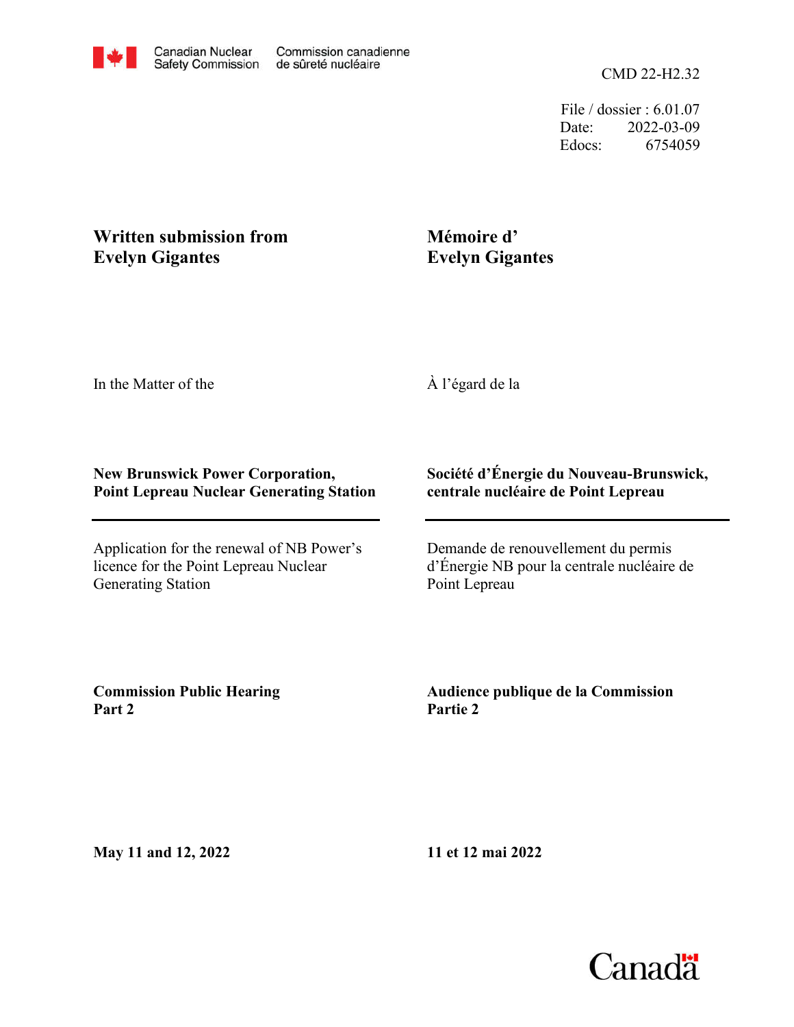Canadian Nuclear Safety Commission | Commission canadienne de sûreté nucléaire

CMD 22-H2.32

File / dossier : 6.01.07
Date: 2022-03-09
Edocs: 6754059

**Written submission from Evelyn Gigantes**

**Mémoire d' Evelyn Gigantes**

In the Matter of the

À l'égard de la

**New Brunswick Power Corporation, Point Lepreau Nuclear Generating Station**

**Société d'Énergie du Nouveau-Brunswick, centrale nucléaire de Point Lepreau**

Application for the renewal of NB Power's licence for the Point Lepreau Nuclear Generating Station

Demande de renouvellement du permis d'Énergie NB pour la centrale nucléaire de Point Lepreau

**Commission Public Hearing Part 2**

**Audience publique de la Commission Partie 2**

**May 11 and 12, 2022**

**11 et 12 mai 2022**

Canada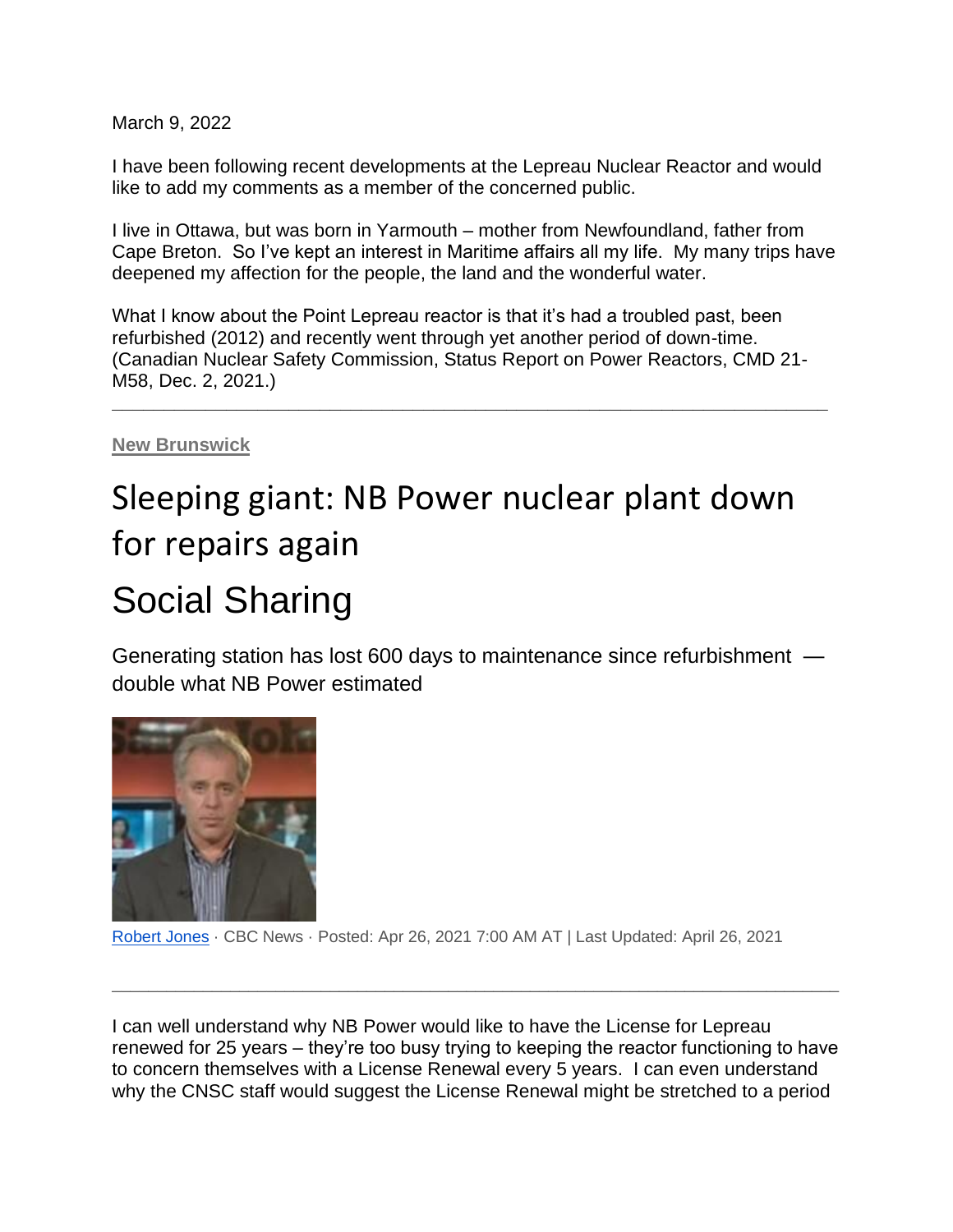March 9, 2022

I have been following recent developments at the Lepreau Nuclear Reactor and would like to add my comments as a member of the concerned public.

I live in Ottawa, but was born in Yarmouth – mother from Newfoundland, father from Cape Breton. So I've kept an interest in Maritime affairs all my life. My many trips have deepened my affection for the people, the land and the wonderful water.

What I know about the Point Lepreau reactor is that it's had a troubled past, been refurbished (2012) and recently went through yet another period of down-time. (Canadian Nuclear Safety Commission, Status Report on Power Reactors, CMD 21-M58, Dec. 2, 2021.)

---

**New Brunswick**

# Sleeping giant: NB Power nuclear plant down for repairs again

# Social Sharing

Generating station has lost 600 days to maintenance since refurbishment — double what NB Power estimated

Robert Jones · CBC News · Posted: Apr 26, 2021 7:00 AM AT | Last Updated: April 26, 2021

---

I can well understand why NB Power would like to have the License for Lepreau renewed for 25 years – they're too busy trying to keeping the reactor functioning to have to concern themselves with a License Renewal every 5 years. I can even understand why the CNSC staff would suggest the License Renewal might be stretched to a period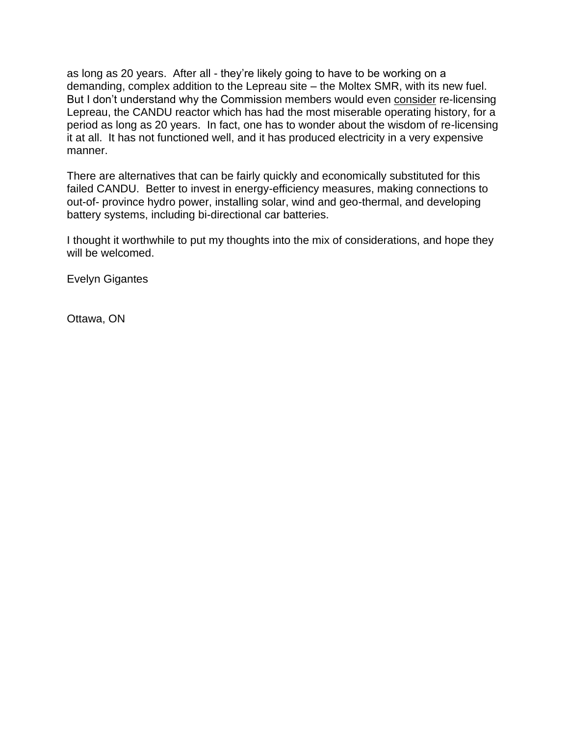as long as 20 years. After all - they're likely going to have to be working on a demanding, complex addition to the Lepreau site – the Moltex SMR, with its new fuel. But I don't understand why the Commission members would even <u>consider</u> re-licensing Lepreau, the CANDU reactor which has had the most miserable operating history, for a period as long as 20 years. In fact, one has to wonder about the wisdom of re-licensing it at all. It has not functioned well, and it has produced electricity in a very expensive manner.

There are alternatives that can be fairly quickly and economically substituted for this failed CANDU. Better to invest in energy-efficiency measures, making connections to out-of- province hydro power, installing solar, wind and geo-thermal, and developing battery systems, including bi-directional car batteries.

I thought it worthwhile to put my thoughts into the mix of considerations, and hope they will be welcomed.

Evelyn Gigantes

Ottawa, ON